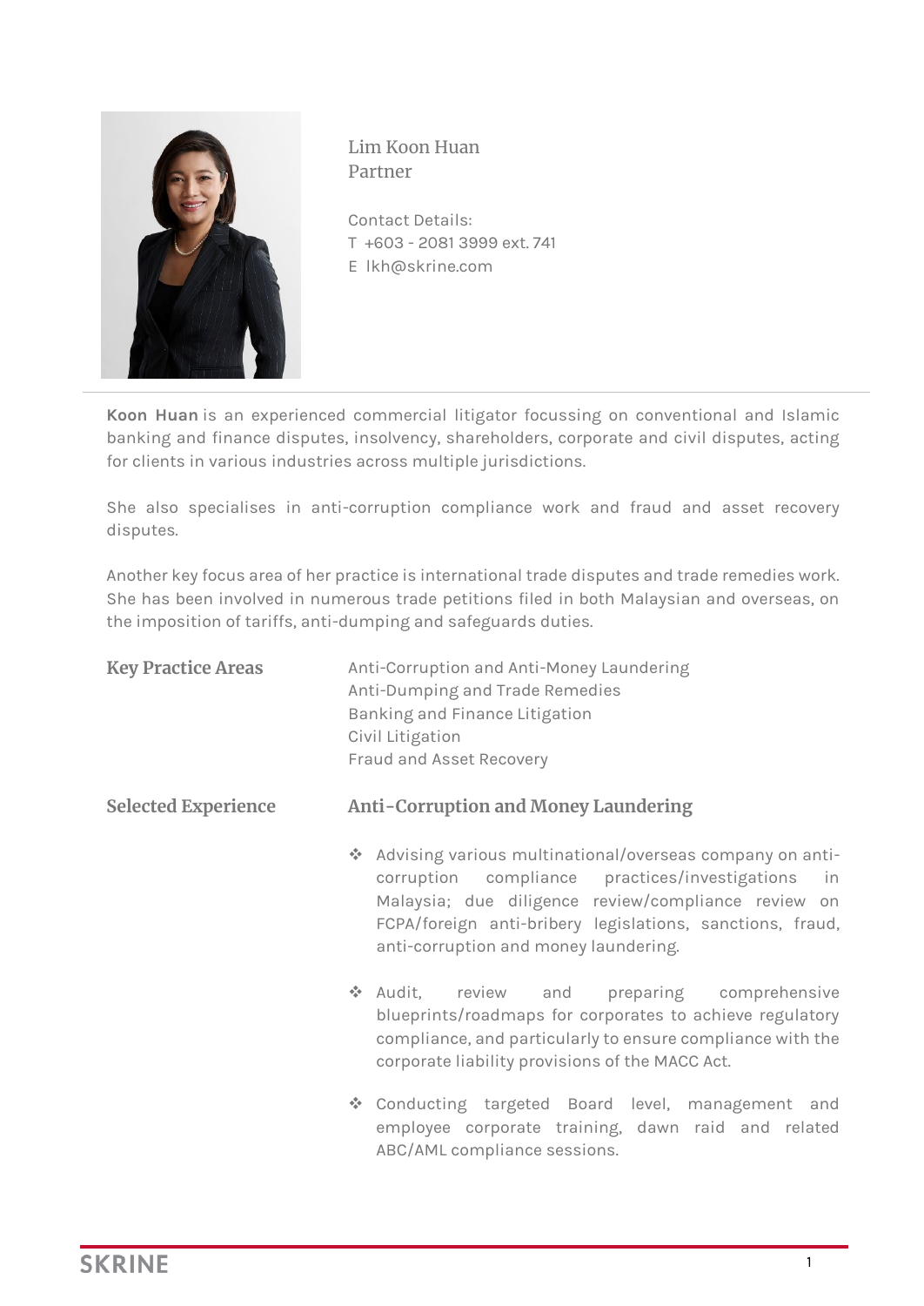# Lim Koon Huan

Partner

Contact Details:
T +603 - 2081 3999 ext. 741
E lkh@skrine.com

**Koon Huan** is an experienced commercial litigator focussing on conventional and Islamic banking and finance disputes, insolvency, shareholders, corporate and civil disputes, acting for clients in various industries across multiple jurisdictions.

She also specialises in anti-corruption compliance work and fraud and asset recovery disputes.

Another key focus area of her practice is international trade disputes and trade remedies work. She has been involved in numerous trade petitions filed in both Malaysian and overseas, on the imposition of tariffs, anti-dumping and safeguards duties.

## Key Practice Areas

Anti-Corruption and Anti-Money Laundering
Anti-Dumping and Trade Remedies
Banking and Finance Litigation
Civil Litigation
Fraud and Asset Recovery

## Selected Experience

### Anti-Corruption and Money Laundering

- Advising various multinational/overseas company on anti-corruption compliance practices/investigations in Malaysia; due diligence review/compliance review on FCPA/foreign anti-bribery legislations, sanctions, fraud, anti-corruption and money laundering.
- Audit, review and preparing comprehensive blueprints/roadmaps for corporates to achieve regulatory compliance, and particularly to ensure compliance with the corporate liability provisions of the MACC Act.
- Conducting targeted Board level, management and employee corporate training, dawn raid and related ABC/AML compliance sessions.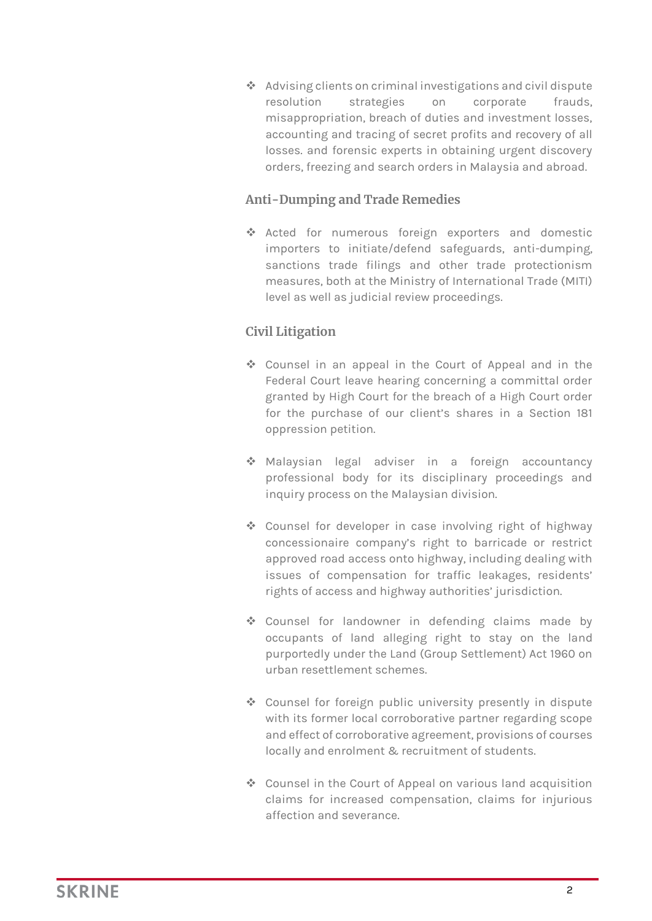- Advising clients on criminal investigations and civil dispute resolution strategies on corporate frauds, misappropriation, breach of duties and investment losses, accounting and tracing of secret profits and recovery of all losses. and forensic experts in obtaining urgent discovery orders, freezing and search orders in Malaysia and abroad.

### Anti-Dumping and Trade Remedies

- Acted for numerous foreign exporters and domestic importers to initiate/defend safeguards, anti-dumping, sanctions trade filings and other trade protectionism measures, both at the Ministry of International Trade (MITI) level as well as judicial review proceedings.

### Civil Litigation

- Counsel in an appeal in the Court of Appeal and in the Federal Court leave hearing concerning a committal order granted by High Court for the breach of a High Court order for the purchase of our client's shares in a Section 181 oppression petition.

- Malaysian legal adviser in a foreign accountancy professional body for its disciplinary proceedings and inquiry process on the Malaysian division.

- Counsel for developer in case involving right of highway concessionaire company's right to barricade or restrict approved road access onto highway, including dealing with issues of compensation for traffic leakages, residents' rights of access and highway authorities' jurisdiction.

- Counsel for landowner in defending claims made by occupants of land alleging right to stay on the land purportedly under the Land (Group Settlement) Act 1960 on urban resettlement schemes.

- Counsel for foreign public university presently in dispute with its former local corroborative partner regarding scope and effect of corroborative agreement, provisions of courses locally and enrolment & recruitment of students.

- Counsel in the Court of Appeal on various land acquisition claims for increased compensation, claims for injurious affection and severance.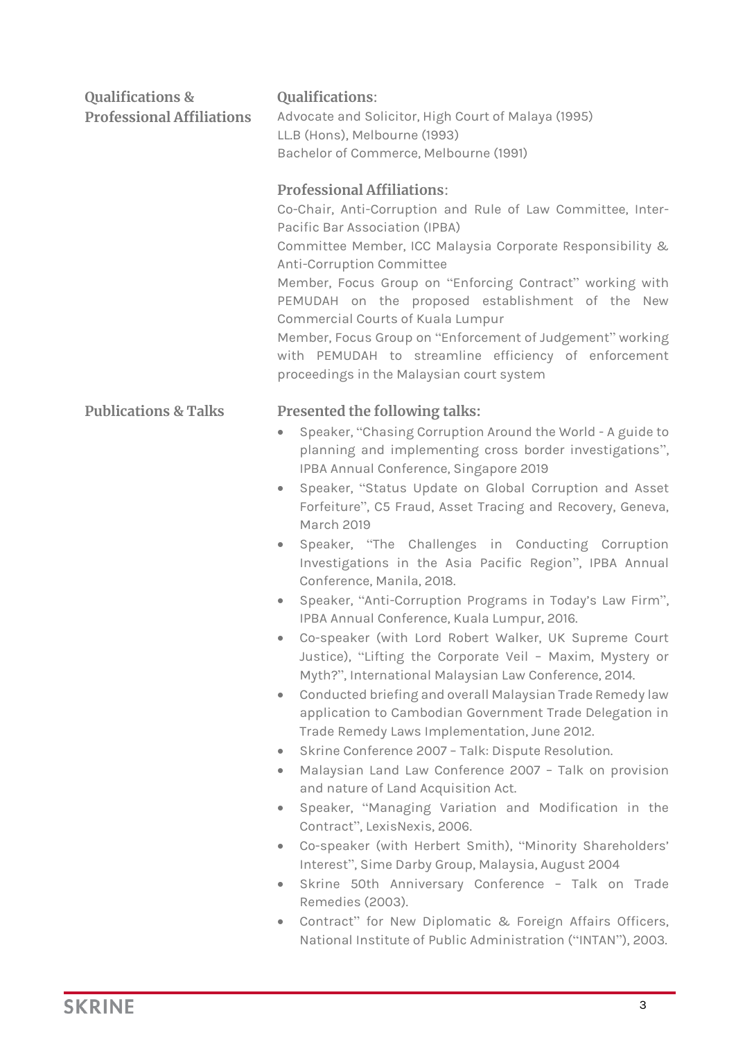## Qualifications & Professional Affiliations

### Qualifications:

Advocate and Solicitor, High Court of Malaya (1995)
LL.B (Hons), Melbourne (1993)
Bachelor of Commerce, Melbourne (1991)

### Professional Affiliations:

Co-Chair, Anti-Corruption and Rule of Law Committee, Inter-Pacific Bar Association (IPBA)
Committee Member, ICC Malaysia Corporate Responsibility & Anti-Corruption Committee
Member, Focus Group on "Enforcing Contract" working with PEMUDAH on the proposed establishment of the New Commercial Courts of Kuala Lumpur
Member, Focus Group on "Enforcement of Judgement" working with PEMUDAH to streamline efficiency of enforcement proceedings in the Malaysian court system

## Publications & Talks

### Presented the following talks:

- Speaker, "Chasing Corruption Around the World - A guide to planning and implementing cross border investigations", IPBA Annual Conference, Singapore 2019
- Speaker, "Status Update on Global Corruption and Asset Forfeiture", C5 Fraud, Asset Tracing and Recovery, Geneva, March 2019
- Speaker, "The Challenges in Conducting Corruption Investigations in the Asia Pacific Region", IPBA Annual Conference, Manila, 2018.
- Speaker, "Anti-Corruption Programs in Today's Law Firm", IPBA Annual Conference, Kuala Lumpur, 2016.
- Co-speaker (with Lord Robert Walker, UK Supreme Court Justice), "Lifting the Corporate Veil – Maxim, Mystery or Myth?", International Malaysian Law Conference, 2014.
- Conducted briefing and overall Malaysian Trade Remedy law application to Cambodian Government Trade Delegation in Trade Remedy Laws Implementation, June 2012.
- Skrine Conference 2007 – Talk: Dispute Resolution.
- Malaysian Land Law Conference 2007 – Talk on provision and nature of Land Acquisition Act.
- Speaker, "Managing Variation and Modification in the Contract", LexisNexis, 2006.
- Co-speaker (with Herbert Smith), "Minority Shareholders' Interest", Sime Darby Group, Malaysia, August 2004
- Skrine 50th Anniversary Conference – Talk on Trade Remedies (2003).
- Contract" for New Diplomatic & Foreign Affairs Officers, National Institute of Public Administration ("INTAN"), 2003.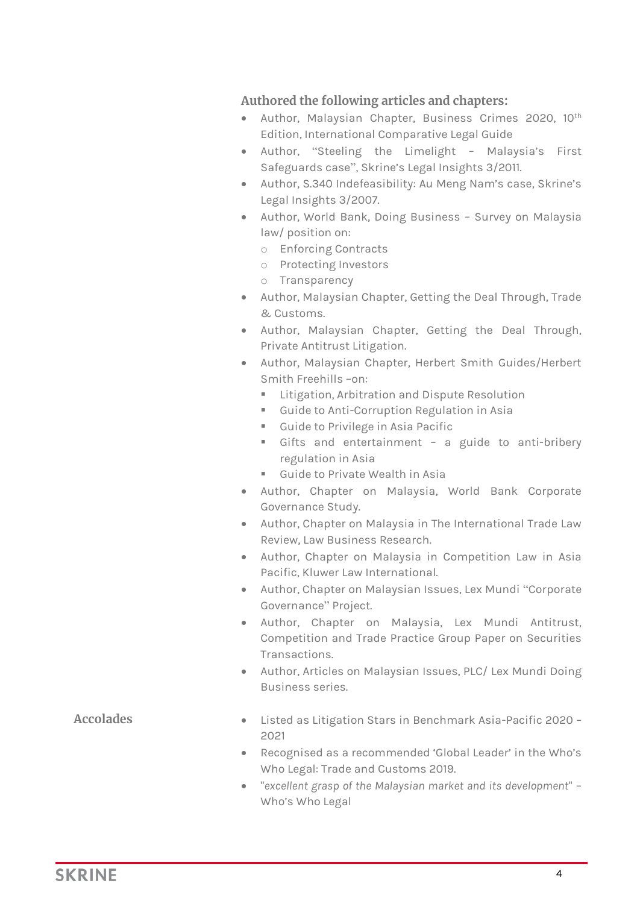**Authored the following articles and chapters:**

- Author, Malaysian Chapter, Business Crimes 2020, 10th Edition, International Comparative Legal Guide
- Author, "Steeling the Limelight – Malaysia's First Safeguards case", Skrine's Legal Insights 3/2011.
- Author, S.340 Indefeasibility: Au Meng Nam's case, Skrine's Legal Insights 3/2007.
- Author, World Bank, Doing Business – Survey on Malaysia law/ position on:
  - Enforcing Contracts
  - Protecting Investors
  - Transparency
- Author, Malaysian Chapter, Getting the Deal Through, Trade & Customs.
- Author, Malaysian Chapter, Getting the Deal Through, Private Antitrust Litigation.
- Author, Malaysian Chapter, Herbert Smith Guides/Herbert Smith Freehills –on:
  - Litigation, Arbitration and Dispute Resolution
  - Guide to Anti-Corruption Regulation in Asia
  - Guide to Privilege in Asia Pacific
  - Gifts and entertainment – a guide to anti-bribery regulation in Asia
  - Guide to Private Wealth in Asia
- Author, Chapter on Malaysia, World Bank Corporate Governance Study.
- Author, Chapter on Malaysia in The International Trade Law Review, Law Business Research.
- Author, Chapter on Malaysia in Competition Law in Asia Pacific, Kluwer Law International.
- Author, Chapter on Malaysian Issues, Lex Mundi "Corporate Governance" Project.
- Author, Chapter on Malaysia, Lex Mundi Antitrust, Competition and Trade Practice Group Paper on Securities Transactions.
- Author, Articles on Malaysian Issues, PLC/ Lex Mundi Doing Business series.

**Accolades**

- Listed as Litigation Stars in Benchmark Asia-Pacific 2020 – 2021
- Recognised as a recommended 'Global Leader' in the Who's Who Legal: Trade and Customs 2019.
- "*excellent grasp of the Malaysian market and its development*" – Who's Who Legal